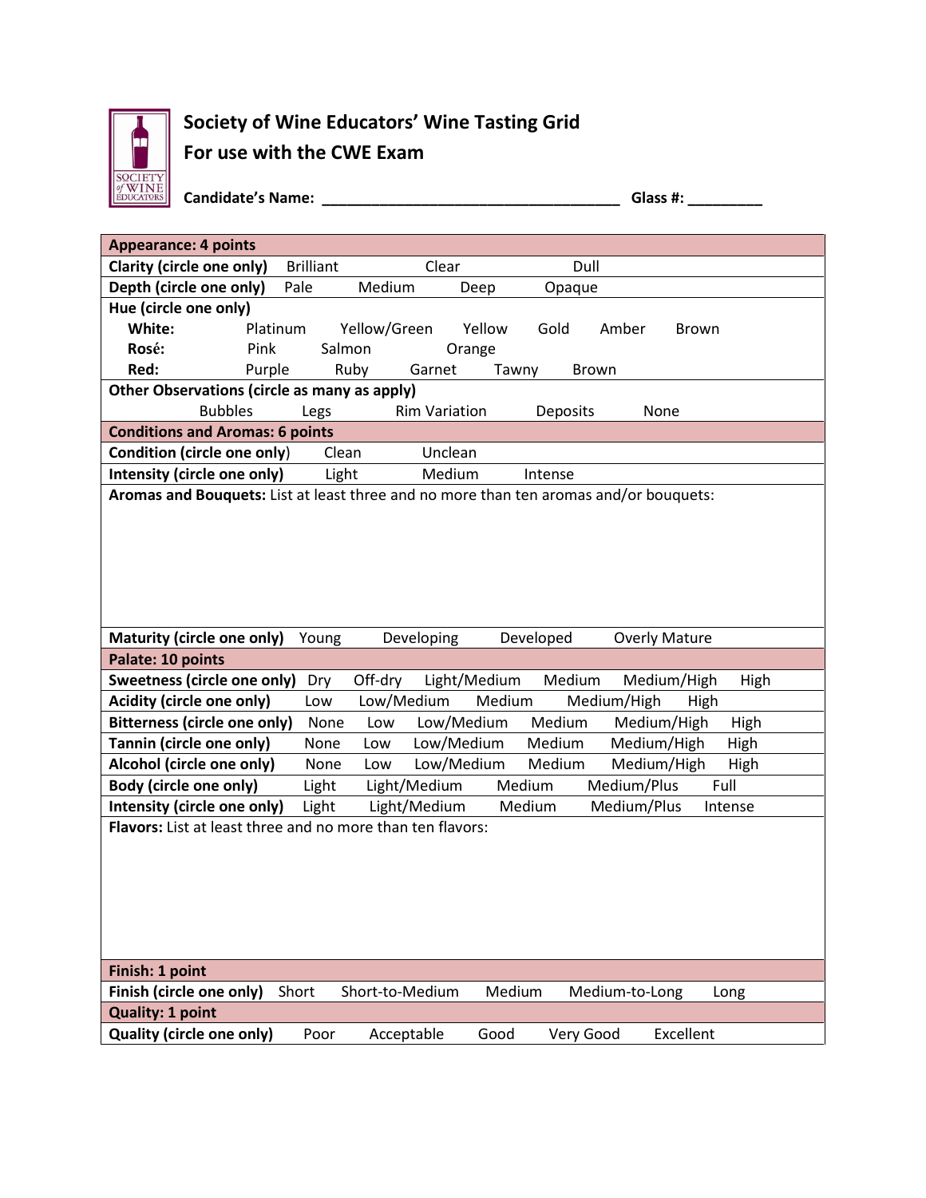# Society of Wine Educators' Wine Tasting Grid

## For use with the CWE Exam

**Candidate's Name:** ____________________________________ **Glass #:** _________

| **Appearance: 4 points** | | | | | | |
|---|---|---|---|---|---|---|
| **Clarity (circle one only)** | Brilliant | Clear | Dull | | | |
| **Depth (circle one only)** | Pale | Medium | Deep | Opaque | | |
| **Hue (circle one only)** | | | | | | |
| **White:** | Platinum | Yellow/Green | Yellow | Gold | Amber | Brown |
| **Rosé:** | Pink | Salmon | Orange | | | |
| **Red:** | Purple | Ruby | Garnet | Tawny | Brown | |
| **Other Observations (circle as many as apply)** | | | | | | |
| | Bubbles | Legs | Rim Variation | Deposits | None | |

| **Conditions and Aromas: 6 points** | | | | |
|---|---|---|---|---|
| **Condition (circle one only)** | Clean | Unclean | | |
| **Intensity (circle one only)** | Light | Medium | Intense | |
| **Aromas and Bouquets:** List at least three and no more than ten aromas and/or bouquets: | | | | |
| **Maturity (circle one only)** | Young | Developing | Developed | Overly Mature |

| **Palate: 10 points** | | | | | | |
|---|---|---|---|---|---|---|
| **Sweetness (circle one only)** | Dry | Off-dry | Light/Medium | Medium | Medium/High | High |
| **Acidity (circle one only)** | Low | Low/Medium | Medium | Medium/High | High | |
| **Bitterness (circle one only)** | None | Low | Low/Medium | Medium | Medium/High | High |
| **Tannin (circle one only)** | None | Low | Low/Medium | Medium | Medium/High | High |
| **Alcohol (circle one only)** | None | Low | Low/Medium | Medium | Medium/High | High |
| **Body (circle one only)** | Light | Light/Medium | Medium | Medium/Plus | Full | |
| **Intensity (circle one only)** | Light | Light/Medium | Medium | Medium/Plus | Intense | |
| **Flavors:** List at least three and no more than ten flavors: | | | | | | |

| **Finish: 1 point** | | | | | |
|---|---|---|---|---|---|
| **Finish (circle one only)** | Short | Short-to-Medium | Medium | Medium-to-Long | Long |

| **Quality: 1 point** | | | | | |
|---|---|---|---|---|---|
| **Quality (circle one only)** | Poor | Acceptable | Good | Very Good | Excellent |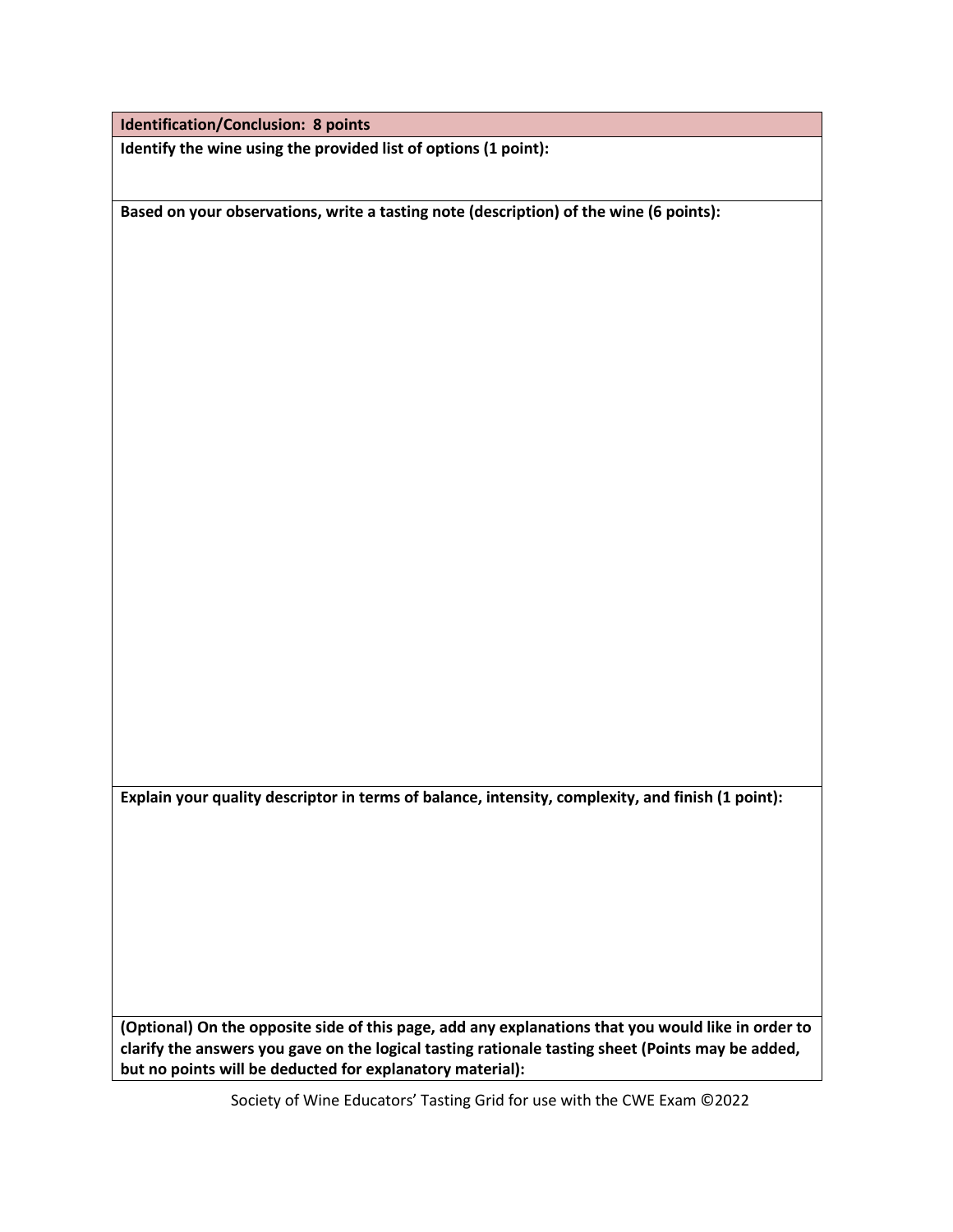| Identification/Conclusion: 8 points |
| --- |
| **Identify the wine using the provided list of options (1 point):** |
| **Based on your observations, write a tasting note (description) of the wine (6 points):** |
| **Explain your quality descriptor in terms of balance, intensity, complexity, and finish (1 point):** |
| **(Optional) On the opposite side of this page, add any explanations that you would like in order to clarify the answers you gave on the logical tasting rationale tasting sheet (Points may be added, but no points will be deducted for explanatory material):** |